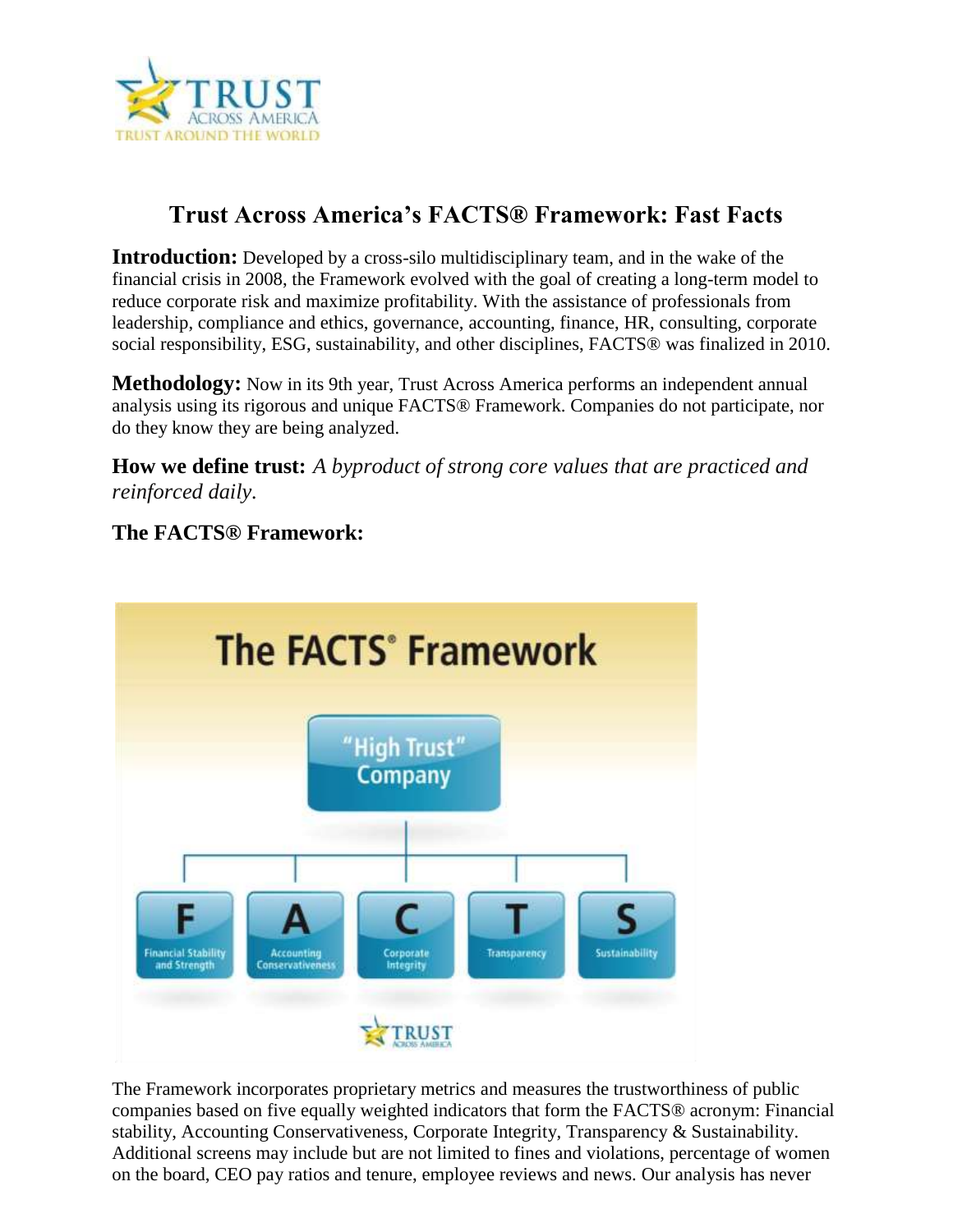# Trust Across America's FACTS® Framework: Fast Facts

**Introduction:** Developed by a cross-silo multidisciplinary team, and in the wake of the financial crisis in 2008, the Framework evolved with the goal of creating a long-term model to reduce corporate risk and maximize profitability. With the assistance of professionals from leadership, compliance and ethics, governance, accounting, finance, HR, consulting, corporate social responsibility, ESG, sustainability, and other disciplines, FACTS® was finalized in 2010.

**Methodology:** Now in its 9th year, Trust Across America performs an independent annual analysis using its rigorous and unique FACTS® Framework. Companies do not participate, nor do they know they are being analyzed.

**How we define trust:** *A byproduct of strong core values that are practiced and reinforced daily.*

**The FACTS® Framework:**

The FACTS® Framework

"High Trust" Company

F — Financial Stability and Strength

A — Accounting Conservativeness

C — Corporate Integrity

T — Transparency

S — Sustainability

TRUST ACROSS AMERICA

The Framework incorporates proprietary metrics and measures the trustworthiness of public companies based on five equally weighted indicators that form the FACTS® acronym: Financial stability, Accounting Conservativeness, Corporate Integrity, Transparency & Sustainability. Additional screens may include but are not limited to fines and violations, percentage of women on the board, CEO pay ratios and tenure, employee reviews and news. Our analysis has never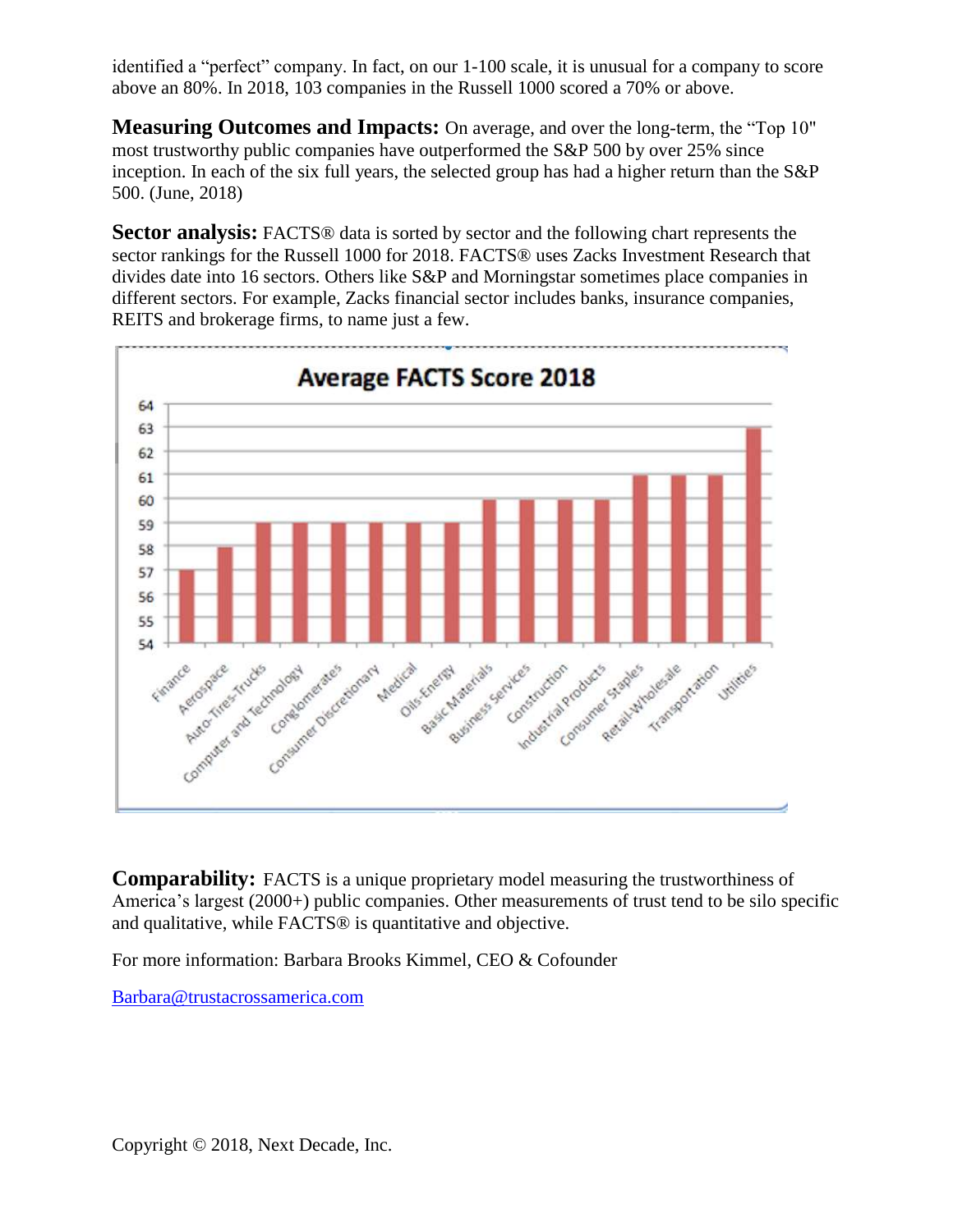identified a "perfect" company. In fact, on our 1-100 scale, it is unusual for a company to score above an 80%. In 2018, 103 companies in the Russell 1000 scored a 70% or above.

**Measuring Outcomes and Impacts:** On average, and over the long-term, the "Top 10" most trustworthy public companies have outperformed the S&P 500 by over 25% since inception. In each of the six full years, the selected group has had a higher return than the S&P 500. (June, 2018)

**Sector analysis:** FACTS® data is sorted by sector and the following chart represents the sector rankings for the Russell 1000 for 2018. FACTS® uses Zacks Investment Research that divides date into 16 sectors. Others like S&P and Morningstar sometimes place companies in different sectors. For example, Zacks financial sector includes banks, insurance companies, REITS and brokerage firms, to name just a few.

Average FACTS Score 2018

64
63
62
61
60
59
58
57
56
55
54

Finance
Aerospace
Auto-Tires-Trucks
Computer and Technology
Conglomerates
Consumer Discretionary
Medical
Oils-Energy
Basic Materials
Business Services
Construction
Industrial Products
Consumer Staples
Retail-Wholesale
Transportation
Utilities

**Comparability:** FACTS is a unique proprietary model measuring the trustworthiness of America's largest (2000+) public companies. Other measurements of trust tend to be silo specific and qualitative, while FACTS® is quantitative and objective.

For more information: Barbara Brooks Kimmel, CEO & Cofounder

Barbara@trustacrossamerica.com

Copyright © 2018, Next Decade, Inc.